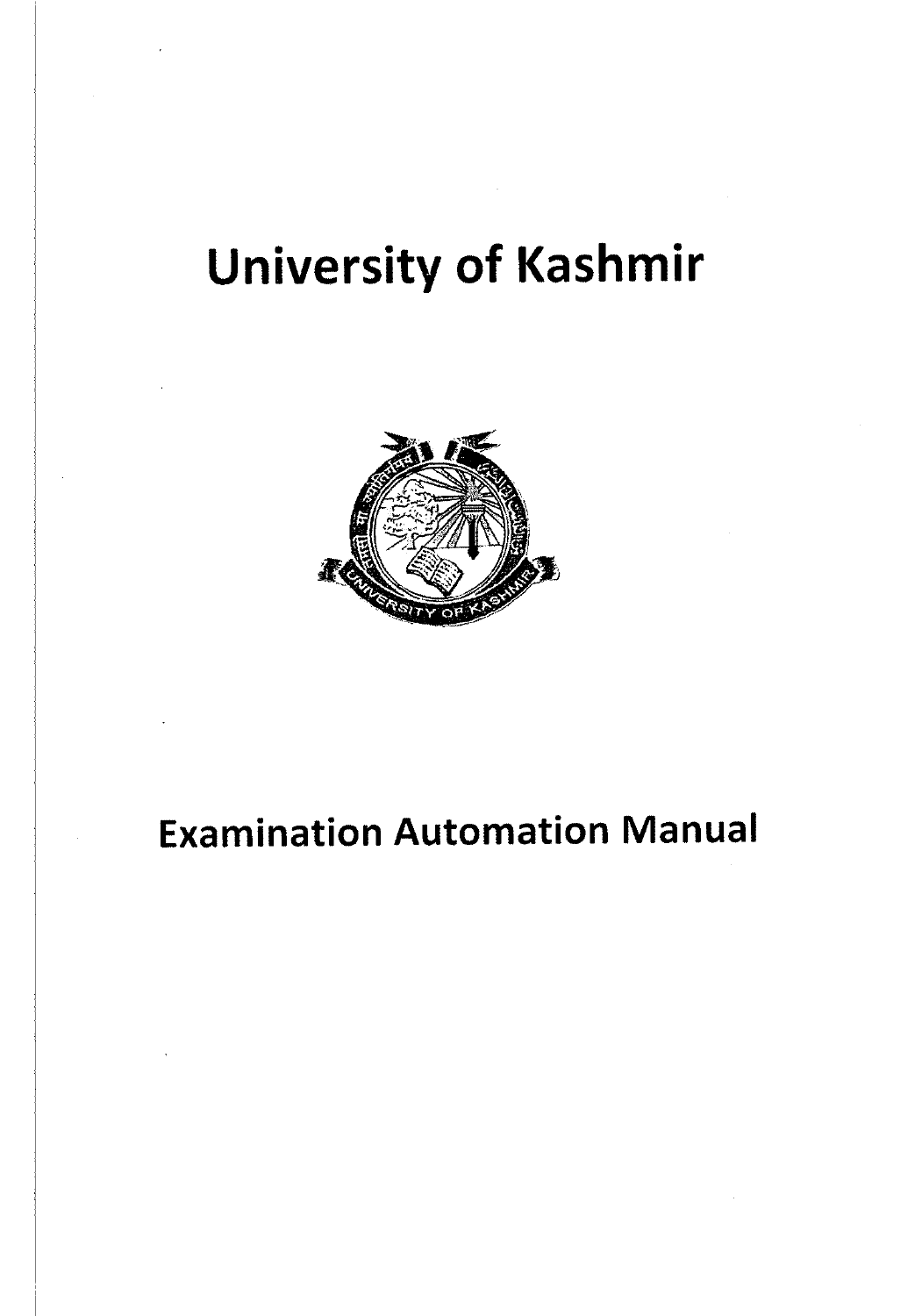# University of Kashmir

# Examination Automation Manual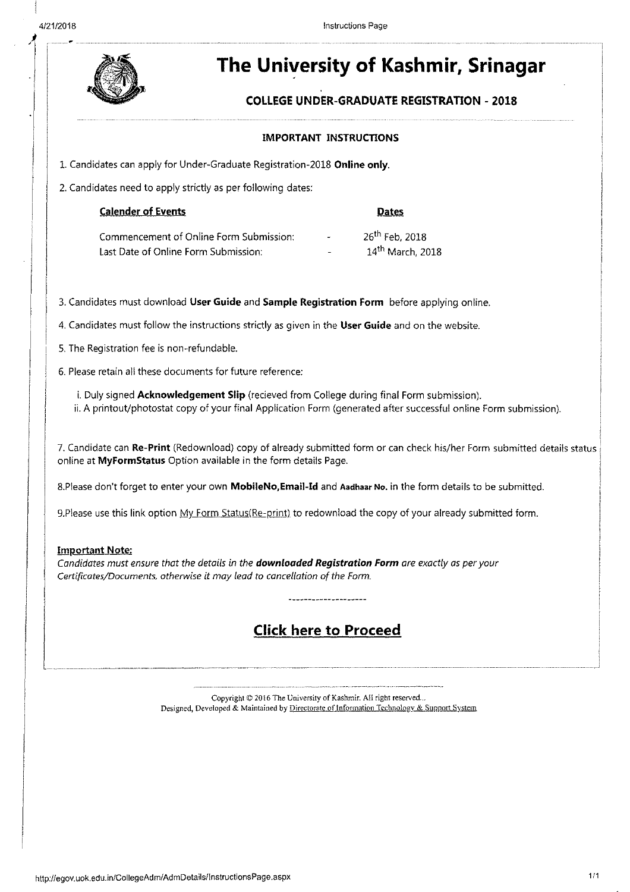# The University of Kashmir, Srinagar

## COLLEGE UNDER-GRADUATE REGISTRATION - 2018

### IMPORTANT INSTRUCTIONS

1. Candidates can apply for Under-Graduate Registration-2018 **Online only**.
2. Candidates need to apply strictly as per following dates:

| Calender of Events | | Dates |
|---|---|---|
| Commencement of Online Form Submission: | - | 26th Feb, 2018 |
| Last Date of Online Form Submission: | - | 14th March, 2018 |

3. Candidates must download **User Guide** and **Sample Registration Form** before applying online.
4. Candidates must follow the instructions strictly as given in the **User Guide** and on the website.
5. The Registration fee is non-refundable.
6. Please retain all these documents for future reference:

   i. Duly signed **Acknowledgement Slip** (recieved from College during final Form submission).
   ii. A printout/photostat copy of your final Application Form (generated after successful online Form submission).

7. Candidate can **Re-Print** (Redownload) copy of already submitted form or can check his/her Form submitted details status online at **MyFormStatus** Option available in the form details Page.

8.Please don't forget to enter your own **MobileNo,Email-Id** and **Aadhaar No.** in the form details to be submitted.

9.Please use this link option My Form Status(Re-print) to redownload the copy of your already submitted form.

**Important Note:**
*Candidates must ensure that the details in the **downloaded Registration Form** are exactly as per your Certificates/Documents, otherwise it may lead to cancellation of the Form.*

--------------------

## Click here to Proceed

Copyright © 2016 The University of Kashmir. All right reserved..
Designed, Developed & Maintained by Directorate of Information Technology & Support System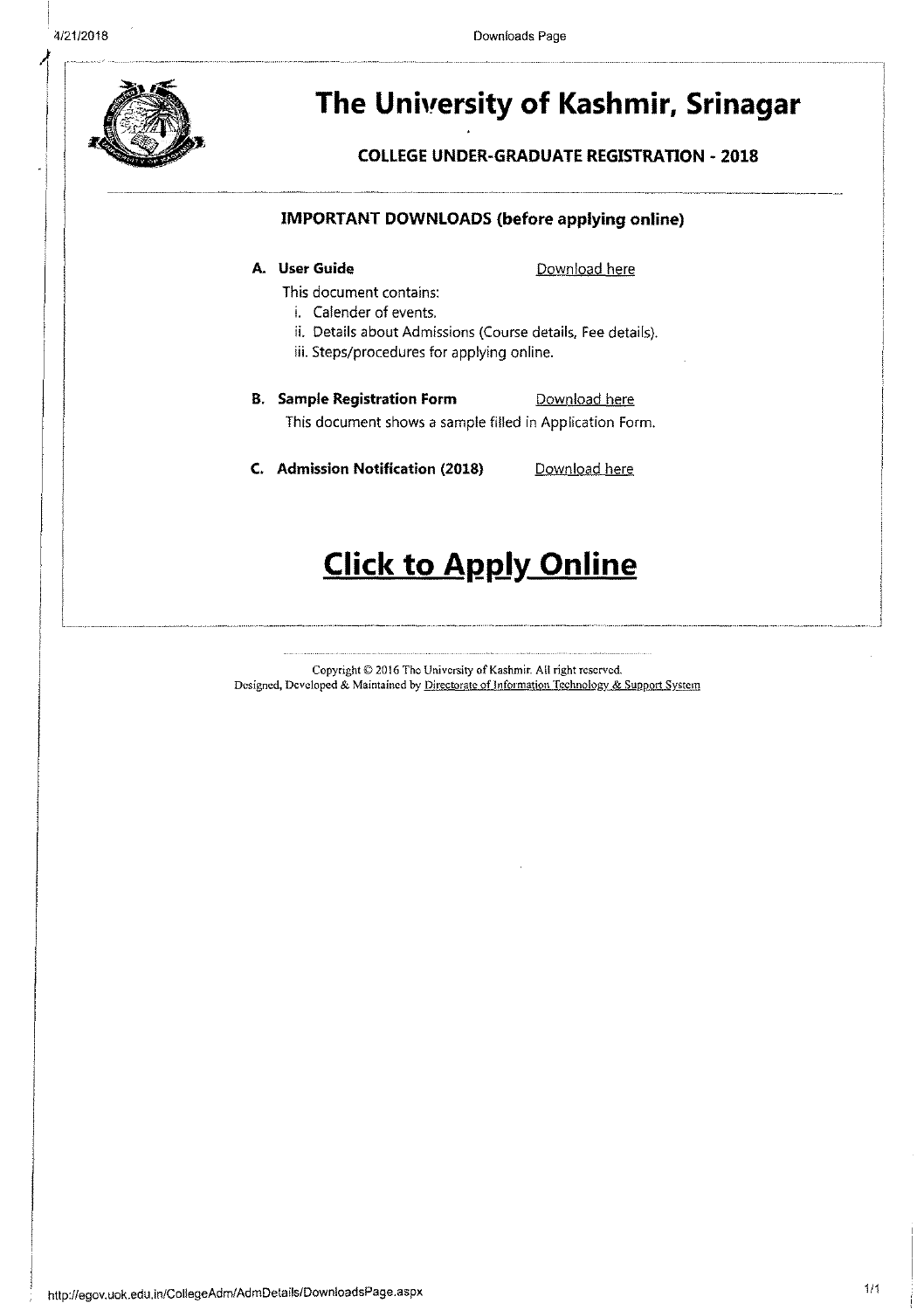# The University of Kashmir, Srinagar

## COLLEGE UNDER-GRADUATE REGISTRATION - 2018

### IMPORTANT DOWNLOADS (before applying online)

**A. User Guide** Download here

This document contains:

i. Calender of events.

ii. Details about Admissions (Course details, Fee details).

iii. Steps/procedures for applying online.

**B. Sample Registration Form** Download here

This document shows a sample filled in Application Form.

**C. Admission Notification (2018)** Download here

## Click to Apply Online

Copyright © 2016 The University of Kashmir. All right reserved.
Designed, Developed & Maintained by Directorate of Information Technology & Support System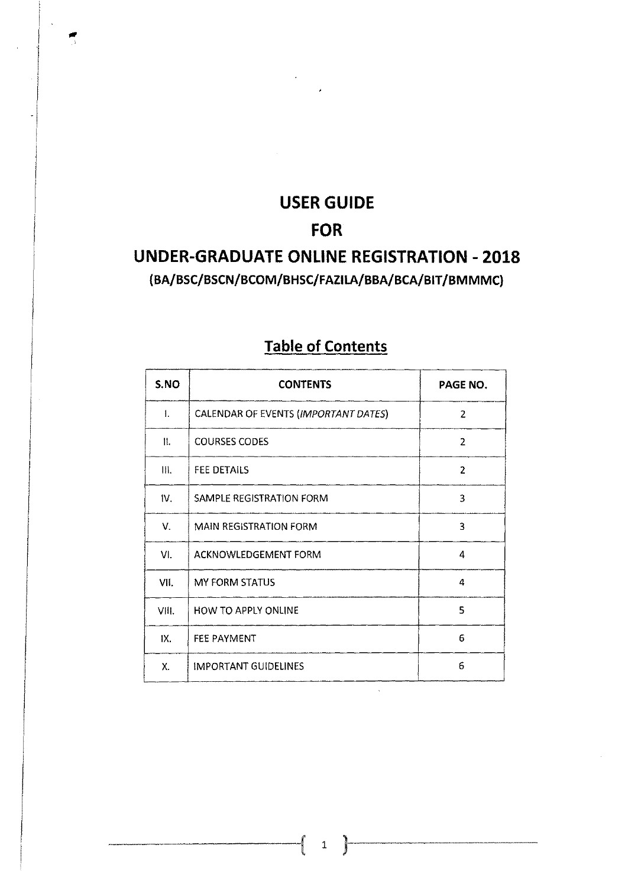# USER GUIDE

# FOR

# UNDER-GRADUATE ONLINE REGISTRATION - 2018

**(BA/BSC/BSCN/BCOM/BHSC/FAZILA/BBA/BCA/BIT/BMMMC)**

## Table of Contents

| S.NO | CONTENTS | PAGE NO. |
|---|---|---|
| I. | CALENDAR OF EVENTS (*IMPORTANT DATES*) | 2 |
| II. | COURSES CODES | 2 |
| III. | FEE DETAILS | 2 |
| IV. | SAMPLE REGISTRATION FORM | 3 |
| V. | MAIN REGISTRATION FORM | 3 |
| VI. | ACKNOWLEDGEMENT FORM | 4 |
| VII. | MY FORM STATUS | 4 |
| VIII. | HOW TO APPLY ONLINE | 5 |
| IX. | FEE PAYMENT | 6 |
| X. | IMPORTANT GUIDELINES | 6 |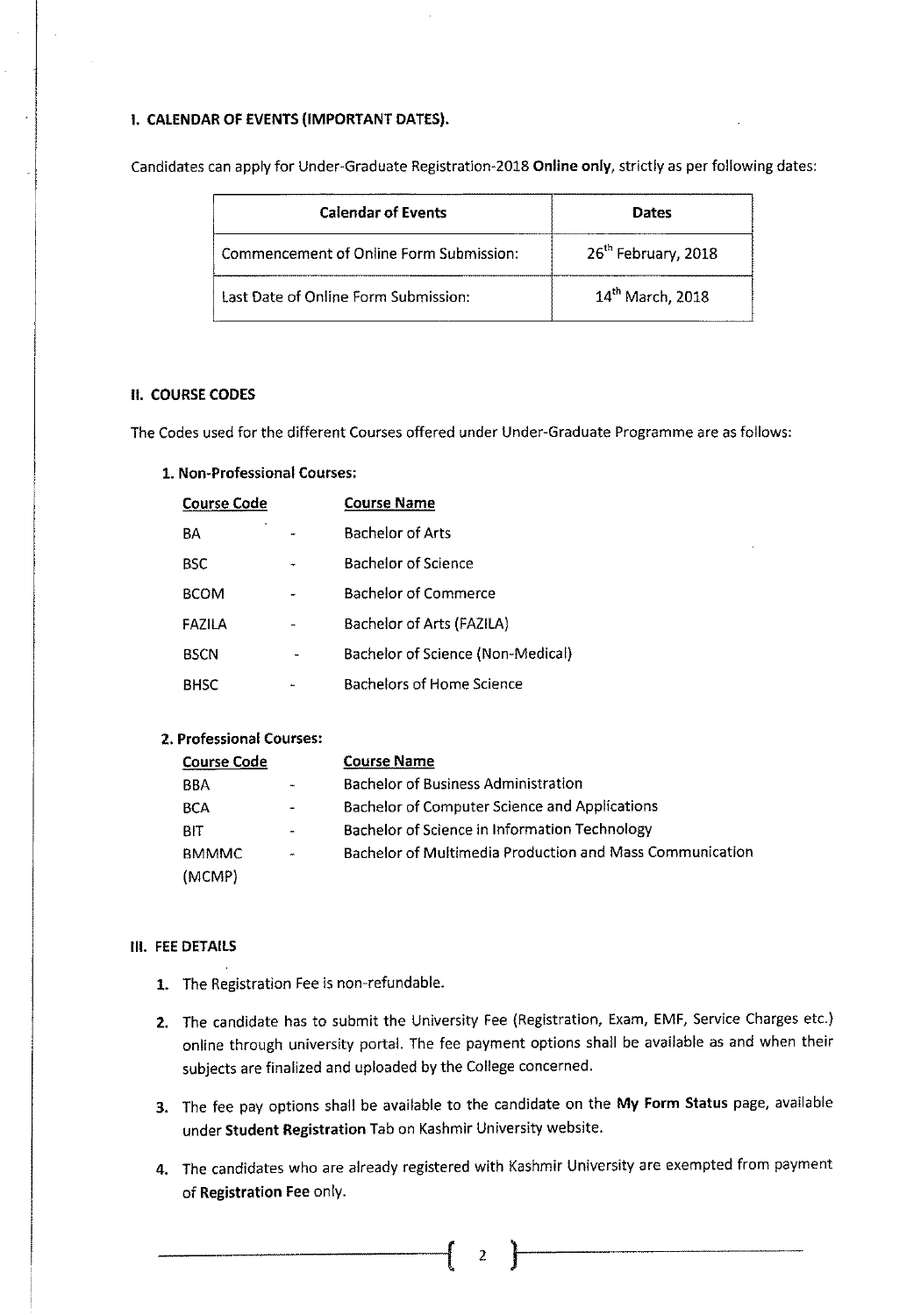## I. CALENDAR OF EVENTS (IMPORTANT DATES).

Candidates can apply for Under-Graduate Registration-2018 **Online only**, strictly as per following dates:

| Calendar of Events | Dates |
|---|---|
| Commencement of Online Form Submission: | 26th February, 2018 |
| Last Date of Online Form Submission: | 14th March, 2018 |

## II. COURSE CODES

The Codes used for the different Courses offered under Under-Graduate Programme are as follows:

### 1. Non-Professional Courses:

| Course Code | | Course Name |
|---|---|---|
| BA | - | Bachelor of Arts |
| BSC | - | Bachelor of Science |
| BCOM | - | Bachelor of Commerce |
| FAZILA | - | Bachelor of Arts (FAZILA) |
| BSCN | - | Bachelor of Science (Non-Medical) |
| BHSC | - | Bachelors of Home Science |

### 2. Professional Courses:

| Course Code | | Course Name |
|---|---|---|
| BBA | - | Bachelor of Business Administration |
| BCA | - | Bachelor of Computer Science and Applications |
| BIT | - | Bachelor of Science in Information Technology |
| BMMMC (MCMP) | - | Bachelor of Multimedia Production and Mass Communication |

## III. FEE DETAILS

1. The Registration Fee is non-refundable.
2. The candidate has to submit the University Fee (Registration, Exam, EMF, Service Charges etc.) online through university portal. The fee payment options shall be available as and when their subjects are finalized and uploaded by the College concerned.
3. The fee pay options shall be available to the candidate on the **My Form Status** page, available under **Student Registration** Tab on Kashmir University website.
4. The candidates who are already registered with Kashmir University are exempted from payment of **Registration Fee** only.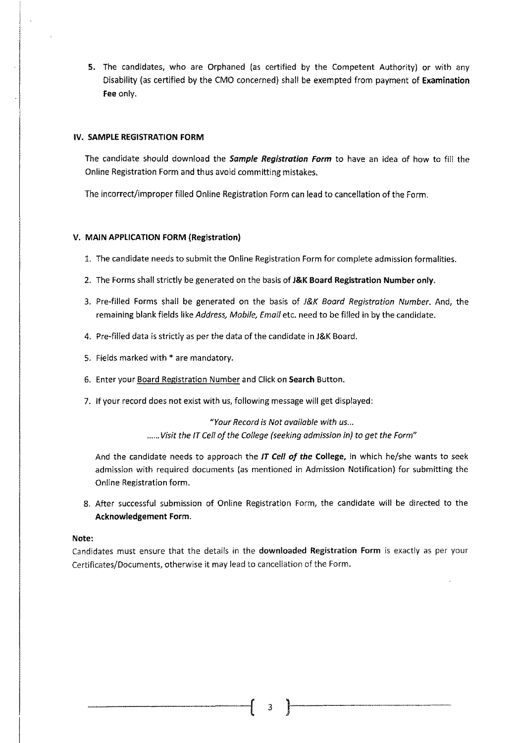5. The candidates, who are Orphaned (as certified by the Competent Authority) or with any Disability (as certified by the CMO concerned) shall be exempted from payment of **Examination Fee** only.

### IV. SAMPLE REGISTRATION FORM

The candidate should download the ***Sample Registration Form*** to have an idea of how to fill the Online Registration Form and thus avoid committing mistakes.

The incorrect/improper filled Online Registration Form can lead to cancellation of the Form.

### V. MAIN APPLICATION FORM (Registration)

1. The candidate needs to submit the Online Registration Form for complete admission formalities.
2. The Forms shall strictly be generated on the basis of **J&K Board Registration Number only.**
3. Pre-filled Forms shall be generated on the basis of *J&K Board Registration Number*. And, the remaining blank fields like *Address, Mobile, Email* etc. need to be filled in by the candidate.
4. Pre-filled data is strictly as per the data of the candidate in J&K Board.
5. Fields marked with * are mandatory.
6. Enter your Board Registration Number and Click on **Search** Button.
7. If your record does not exist with us, following message will get displayed:

   *"Your Record is Not available with us...*
   *......Visit the IT Cell of the College (seeking admission in) to get the Form"*

   And the candidate needs to approach the ***IT Cell of the* College**, in which he/she wants to seek admission with required documents (as mentioned in Admission Notification) for submitting the Online Registration form.

8. After successful submission of Online Registration Form, the candidate will be directed to the **Acknowledgement Form.**

**Note:**
Candidates must ensure that the details in the **downloaded Registration Form** is exactly as per your Certificates/Documents, otherwise it may lead to cancellation of the Form.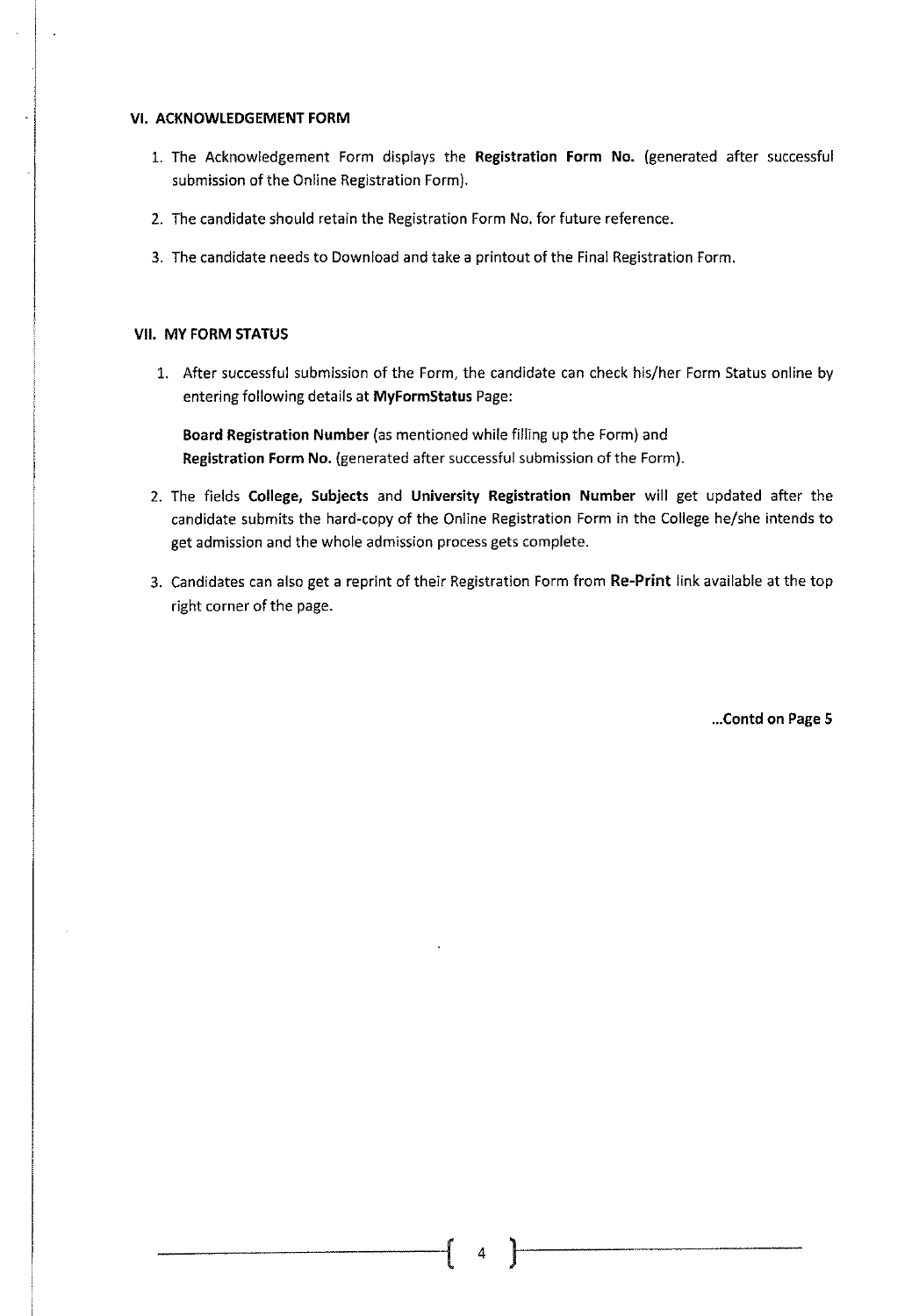## VI. ACKNOWLEDGEMENT FORM

1. The Acknowledgement Form displays the **Registration Form No.** (generated after successful submission of the Online Registration Form).
2. The candidate should retain the Registration Form No. for future reference.
3. The candidate needs to Download and take a printout of the Final Registration Form.

## VII. MY FORM STATUS

1. After successful submission of the Form, the candidate can check his/her Form Status online by entering following details at **MyFormStatus** Page:

   **Board Registration Number** (as mentioned while filling up the Form) and
   **Registration Form No.** (generated after successful submission of the Form).

2. The fields **College, Subjects** and **University Registration Number** will get updated after the candidate submits the hard-copy of the Online Registration Form in the College he/she intends to get admission and the whole admission process gets complete.
3. Candidates can also get a reprint of their Registration Form from **Re-Print** link available at the top right corner of the page.

**...Contd on Page 5**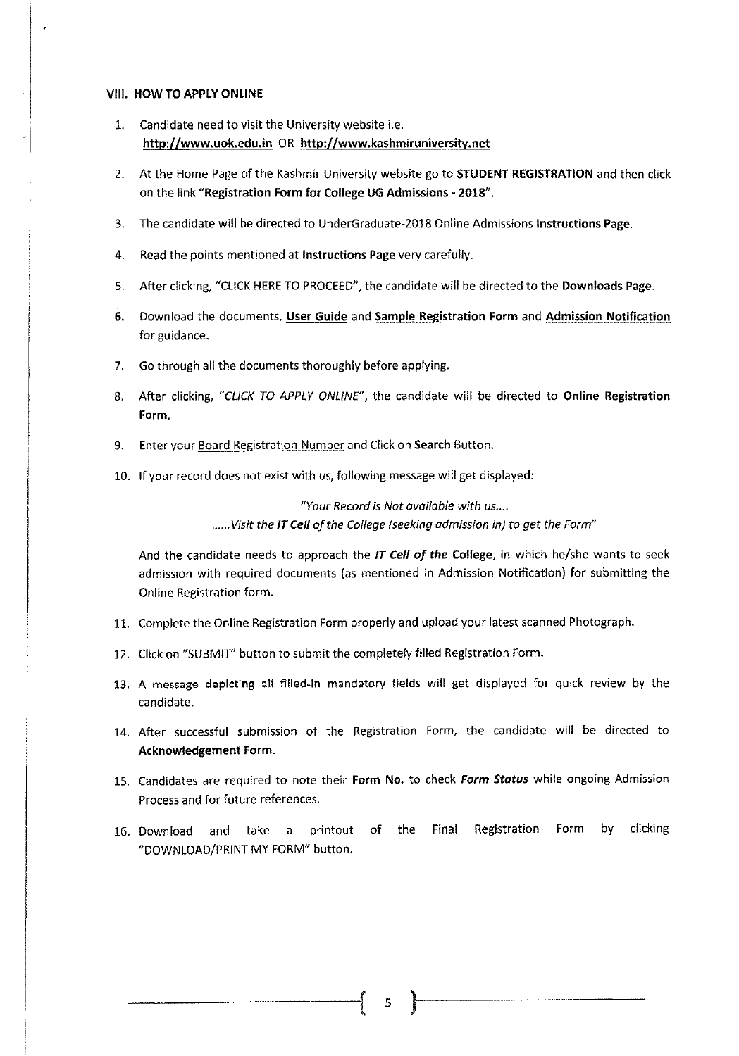## VIII. HOW TO APPLY ONLINE

1. Candidate need to visit the University website i.e. **http://www.uok.edu.in** OR **http://www.kashmiruniversity.net**
2. At the Home Page of the Kashmir University website go to **STUDENT REGISTRATION** and then click on the link **"Registration Form for College UG Admissions - 2018"**.
3. The candidate will be directed to UnderGraduate-2018 Online Admissions **Instructions Page**.
4. Read the points mentioned at **Instructions Page** very carefully.
5. After clicking, "CLICK HERE TO PROCEED", the candidate will be directed to the **Downloads Page**.
6. Download the documents, **User Guide** and **Sample Registration Form** and **Admission Notification** for guidance.
7. Go through all the documents thoroughly before applying.
8. After clicking, *"CLICK TO APPLY ONLINE"*, the candidate will be directed to **Online Registration Form**.
9. Enter your Board Registration Number and Click on **Search** Button.
10. If your record does not exist with us, following message will get displayed:

    *"Your Record is Not available with us....*
    *......Visit the **IT Cell** of the College (seeking admission in) to get the Form"*

    And the candidate needs to approach the ***IT Cell of the* College**, in which he/she wants to seek admission with required documents (as mentioned in Admission Notification) for submitting the Online Registration form.
11. Complete the Online Registration Form properly and upload your latest scanned Photograph.
12. Click on "SUBMIT" button to submit the completely filled Registration Form.
13. A message depicting all filled-in mandatory fields will get displayed for quick review by the candidate.
14. After successful submission of the Registration Form, the candidate will be directed to **Acknowledgement Form**.
15. Candidates are required to note their **Form No.** to check ***Form Status*** while ongoing Admission Process and for future references.
16. Download and take a printout of the Final Registration Form by clicking "DOWNLOAD/PRINT MY FORM" button.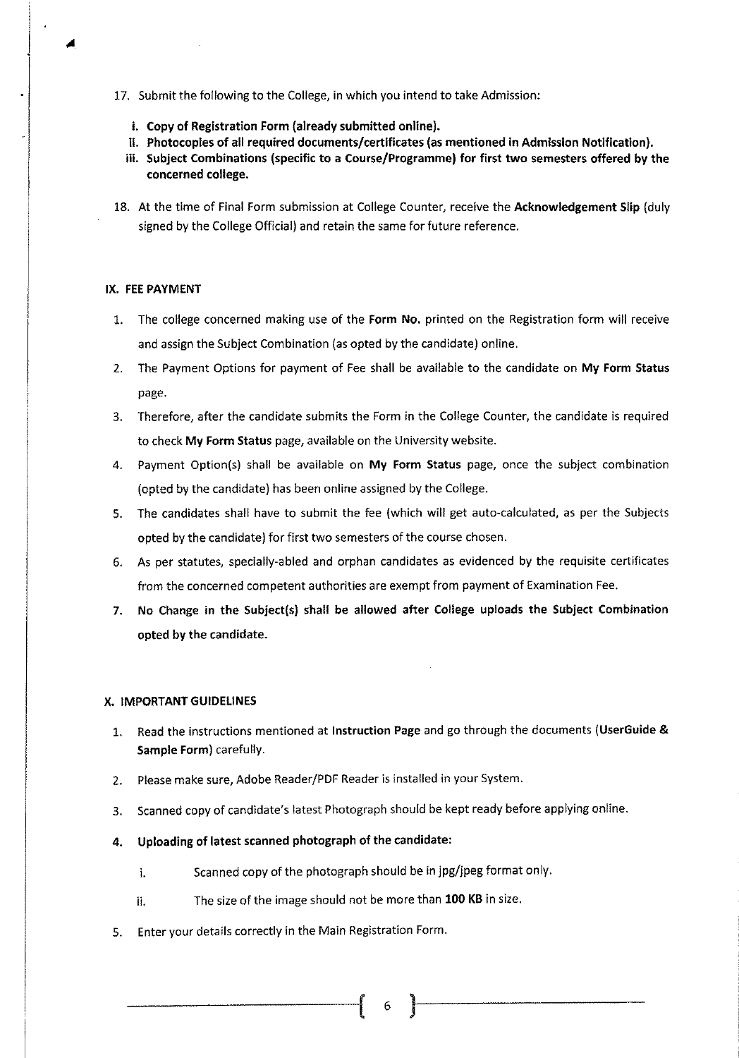17. Submit the following to the College, in which you intend to take Admission:

    **i. Copy of Registration Form (already submitted online).**
    **ii. Photocopies of all required documents/certificates (as mentioned in Admission Notification).**
    **iii. Subject Combinations (specific to a Course/Programme) for first two semesters offered by the concerned college.**

18. At the time of Final Form submission at College Counter, receive the **Acknowledgement Slip** (duly signed by the College Official) and retain the same for future reference.

## IX. FEE PAYMENT

1. The college concerned making use of the **Form No.** printed on the Registration form will receive and assign the Subject Combination (as opted by the candidate) online.
2. The Payment Options for payment of Fee shall be available to the candidate on **My Form Status** page.
3. Therefore, after the candidate submits the Form in the College Counter, the candidate is required to check **My Form Status** page, available on the University website.
4. Payment Option(s) shall be available on **My Form Status** page, once the subject combination (opted by the candidate) has been online assigned by the College.
5. The candidates shall have to submit the fee (which will get auto-calculated, as per the Subjects opted by the candidate) for first two semesters of the course chosen.
6. As per statutes, specially-abled and orphan candidates as evidenced by the requisite certificates from the concerned competent authorities are exempt from payment of Examination Fee.
7. **No Change in the Subject(s) shall be allowed after College uploads the Subject Combination opted by the candidate.**

## X. IMPORTANT GUIDELINES

1. Read the instructions mentioned at **Instruction Page** and go through the documents (**UserGuide & Sample Form**) carefully.
2. Please make sure, Adobe Reader/PDF Reader is installed in your System.
3. Scanned copy of candidate's latest Photograph should be kept ready before applying online.
4. **Uploading of latest scanned photograph of the candidate:**
    i. Scanned copy of the photograph should be in jpg/jpeg format only.
    ii. The size of the image should not be more than **100 KB** in size.
5. Enter your details correctly in the Main Registration Form.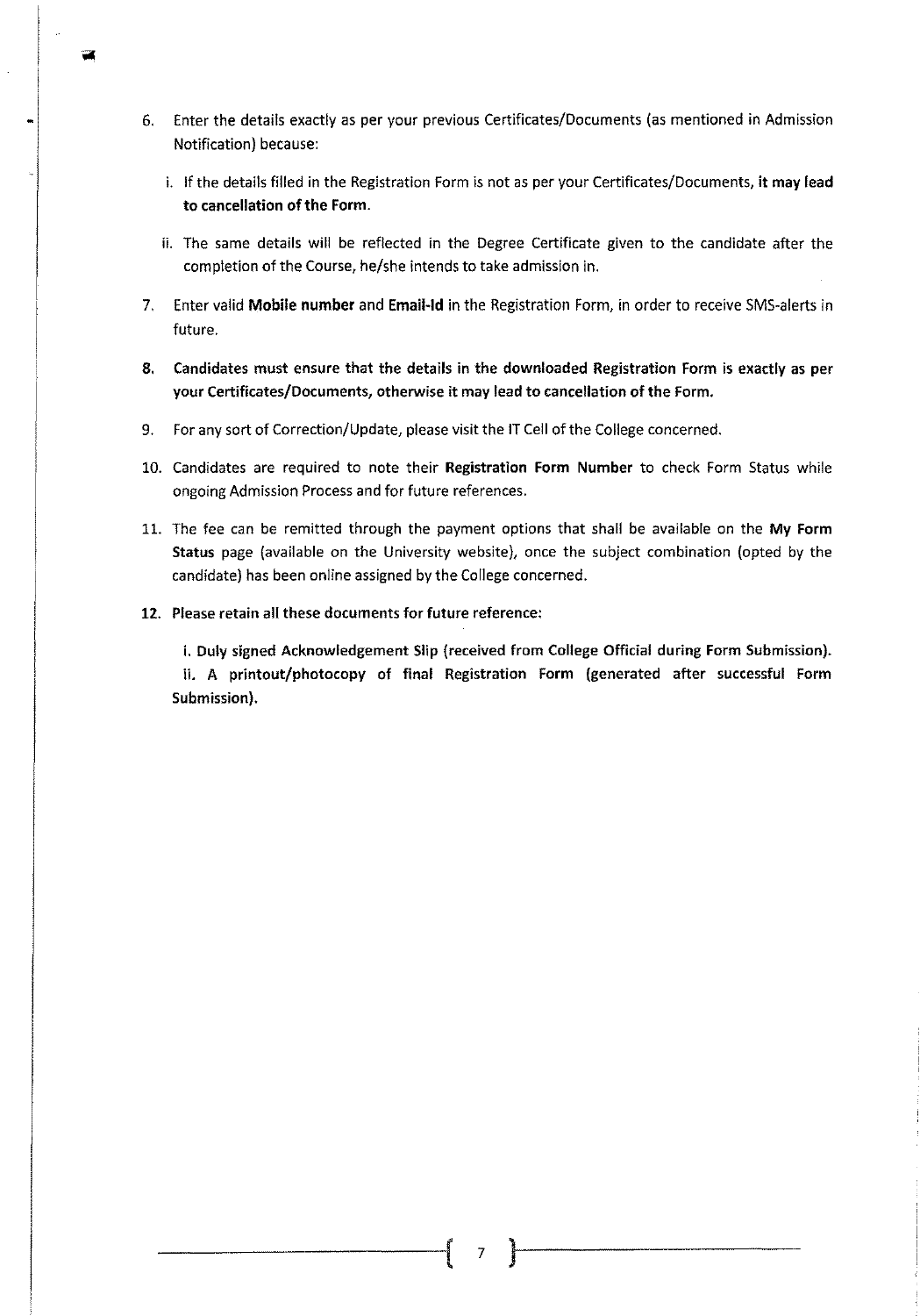6. Enter the details exactly as per your previous Certificates/Documents (as mentioned in Admission Notification) because:

   i. If the details filled in the Registration Form is not as per your Certificates/Documents, **it may lead to cancellation of the Form.**

   ii. The same details will be reflected in the Degree Certificate given to the candidate after the completion of the Course, he/she intends to take admission in.

7. Enter valid **Mobile number** and **Email-Id** in the Registration Form, in order to receive SMS-alerts in future.

8. **Candidates must ensure that the details in the downloaded Registration Form is exactly as per your Certificates/Documents, otherwise it may lead to cancellation of the Form.**

9. For any sort of Correction/Update, please visit the IT Cell of the College concerned.

10. Candidates are required to note their **Registration Form Number** to check Form Status while ongoing Admission Process and for future references.

11. The fee can be remitted through the payment options that shall be available on the **My Form Status** page (available on the University website), once the subject combination (opted by the candidate) has been online assigned by the College concerned.

12. **Please retain all these documents for future reference:**

    **i. Duly signed Acknowledgement Slip (received from College Official during Form Submission).**

    **ii. A printout/photocopy of final Registration Form (generated after successful Form Submission).**